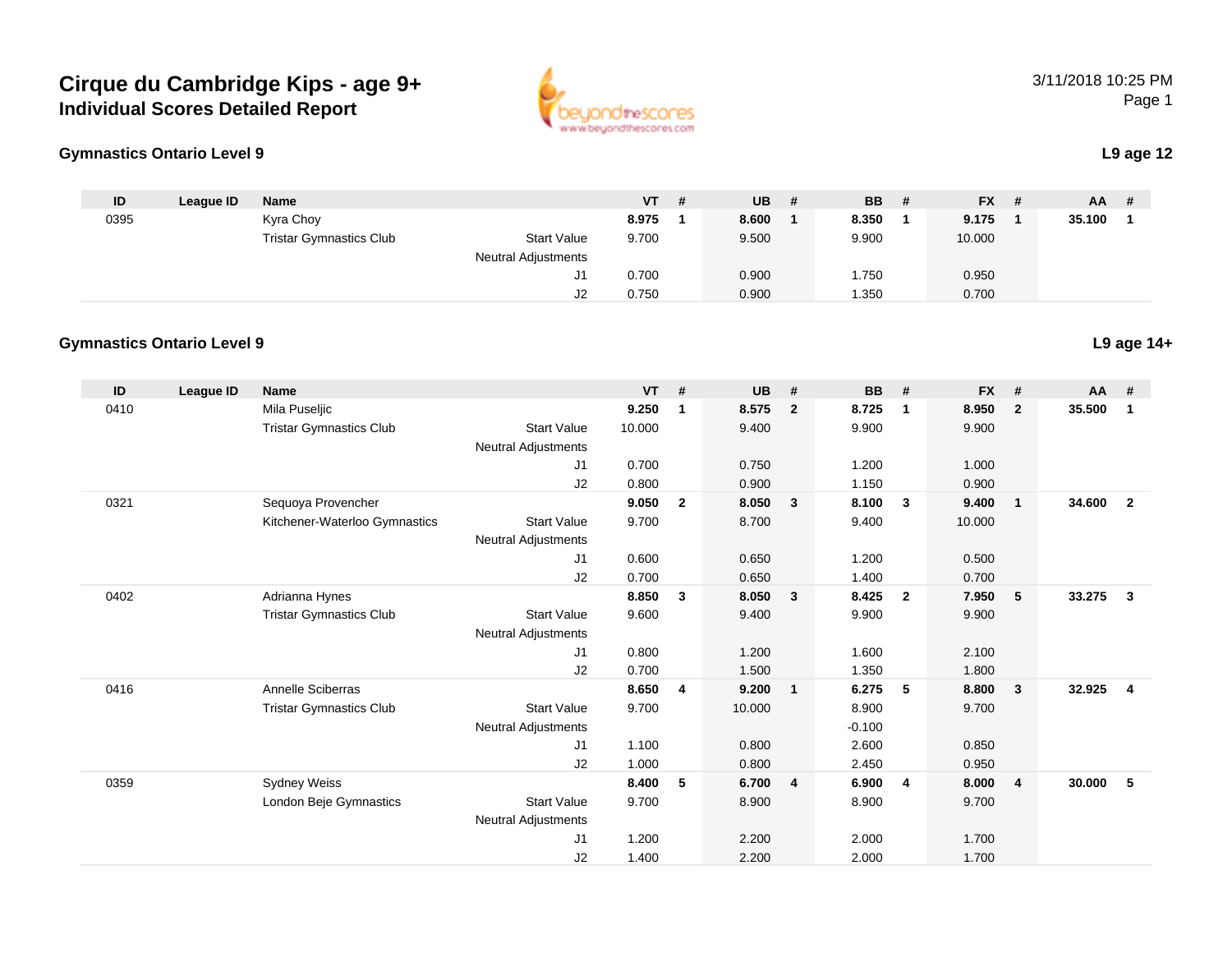# Cirque du Cambridge Kips - age 9+

## Individual Scores Detailed Report

3/11/2018 10:25 PM

### Gymnastics Ontario Level 9

**L9 age 12**

| ID | League ID | Name | | VT | # | UB | # | BB | # | FX | # | AA | # |
|---|---|---|---|---|---|---|---|---|---|---|---|---|---|
| 0395 | | Kyra Choy | | **8.975** | **1** | **8.600** | **1** | **8.350** | **1** | **9.175** | **1** | **35.100** | **1** |
| | | Tristar Gymnastics Club | Start Value | 9.700 | | 9.500 | | 9.900 | | 10.000 | | | |
| | | | Neutral Adjustments | | | | | | | | | | |
| | | | J1 | 0.700 | | 0.900 | | 1.750 | | 0.950 | | | |
| | | | J2 | 0.750 | | 0.900 | | 1.350 | | 0.700 | | | |

### Gymnastics Ontario Level 9

**L9 age 14+**

| ID | League ID | Name | | VT | # | UB | # | BB | # | FX | # | AA | # |
|---|---|---|---|---|---|---|---|---|---|---|---|---|---|
| 0410 | | Mila Puseljic | | **9.250** | **1** | **8.575** | **2** | **8.725** | **1** | **8.950** | **2** | **35.500** | **1** |
| | | Tristar Gymnastics Club | Start Value | 10.000 | | 9.400 | | 9.900 | | 9.900 | | | |
| | | | Neutral Adjustments | | | | | | | | | | |
| | | | J1 | 0.700 | | 0.750 | | 1.200 | | 1.000 | | | |
| | | | J2 | 0.800 | | 0.900 | | 1.150 | | 0.900 | | | |
| 0321 | | Sequoya Provencher | | **9.050** | **2** | **8.050** | **3** | **8.100** | **3** | **9.400** | **1** | **34.600** | **2** |
| | | Kitchener-Waterloo Gymnastics | Start Value | 9.700 | | 8.700 | | 9.400 | | 10.000 | | | |
| | | | Neutral Adjustments | | | | | | | | | | |
| | | | J1 | 0.600 | | 0.650 | | 1.200 | | 0.500 | | | |
| | | | J2 | 0.700 | | 0.650 | | 1.400 | | 0.700 | | | |
| 0402 | | Adrianna Hynes | | **8.850** | **3** | **8.050** | **3** | **8.425** | **2** | **7.950** | **5** | **33.275** | **3** |
| | | Tristar Gymnastics Club | Start Value | 9.600 | | 9.400 | | 9.900 | | 9.900 | | | |
| | | | Neutral Adjustments | | | | | | | | | | |
| | | | J1 | 0.800 | | 1.200 | | 1.600 | | 2.100 | | | |
| | | | J2 | 0.700 | | 1.500 | | 1.350 | | 1.800 | | | |
| 0416 | | Annelle Sciberras | | **8.650** | **4** | **9.200** | **1** | **6.275** | **5** | **8.800** | **3** | **32.925** | **4** |
| | | Tristar Gymnastics Club | Start Value | 9.700 | | 10.000 | | 8.900 | | 9.700 | | | |
| | | | Neutral Adjustments | | | | | -0.100 | | | | | |
| | | | J1 | 1.100 | | 0.800 | | 2.600 | | 0.850 | | | |
| | | | J2 | 1.000 | | 0.800 | | 2.450 | | 0.950 | | | |
| 0359 | | Sydney Weiss | | **8.400** | **5** | **6.700** | **4** | **6.900** | **4** | **8.000** | **4** | **30.000** | **5** |
| | | London Beje Gymnastics | Start Value | 9.700 | | 8.900 | | 8.900 | | 9.700 | | | |
| | | | Neutral Adjustments | | | | | | | | | | |
| | | | J1 | 1.200 | | 2.200 | | 2.000 | | 1.700 | | | |
| | | | J2 | 1.400 | | 2.200 | | 2.000 | | 1.700 | | | |